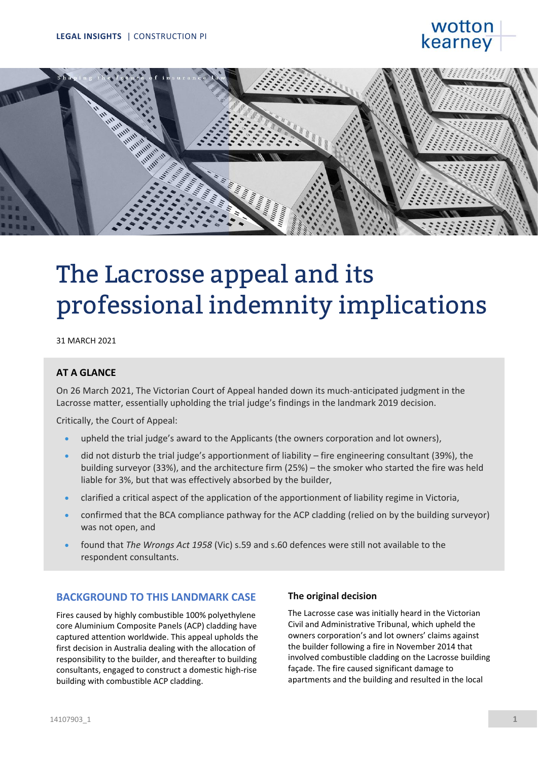LEGAL INSIGHTS | CONSTRUCTION PI

# The Lacrosse appeal and its professional indemnity implications

31 MARCH 2021

## AT A GLANCE

On 26 March 2021, The Victorian Court of Appeal handed down its much-anticipated judgment in the Lacrosse matter, essentially upholding the trial judge's findings in the landmark 2019 decision.

Critically, the Court of Appeal:

- upheld the trial judge's award to the Applicants (the owners corporation and lot owners),
- did not disturb the trial judge's apportionment of liability – fire engineering consultant (39%), the building surveyor (33%), and the architecture firm (25%) – the smoker who started the fire was held liable for 3%, but that was effectively absorbed by the builder,
- clarified a critical aspect of the application of the apportionment of liability regime in Victoria,
- confirmed that the BCA compliance pathway for the ACP cladding (relied on by the building surveyor) was not open, and
- found that *The Wrongs Act 1958* (Vic) s.59 and s.60 defences were still not available to the respondent consultants.

## BACKGROUND TO THIS LANDMARK CASE

Fires caused by highly combustible 100% polyethylene core Aluminium Composite Panels (ACP) cladding have captured attention worldwide. This appeal upholds the first decision in Australia dealing with the allocation of responsibility to the builder, and thereafter to building consultants, engaged to construct a domestic high-rise building with combustible ACP cladding.

### The original decision

The Lacrosse case was initially heard in the Victorian Civil and Administrative Tribunal, which upheld the owners corporation's and lot owners' claims against the builder following a fire in November 2014 that involved combustible cladding on the Lacrosse building façade. The fire caused significant damage to apartments and the building and resulted in the local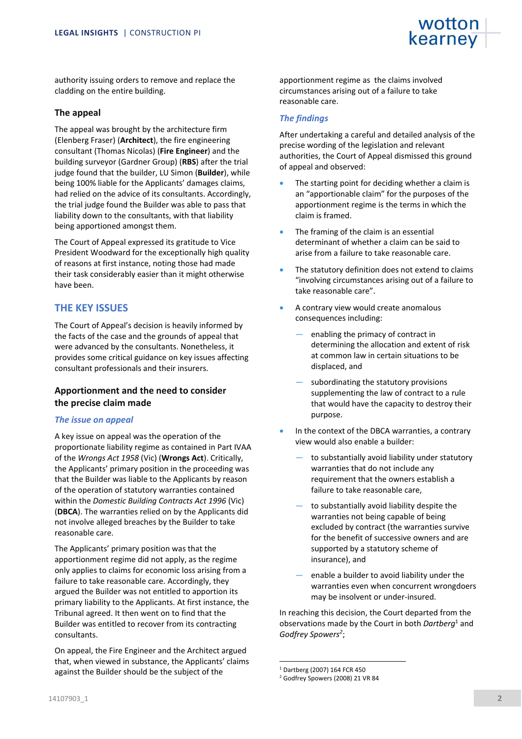authority issuing orders to remove and replace the cladding on the entire building.

### The appeal

The appeal was brought by the architecture firm (Elenberg Fraser) (**Architect**), the fire engineering consultant (Thomas Nicolas) (**Fire Engineer**) and the building surveyor (Gardner Group) (**RBS**) after the trial judge found that the builder, LU Simon (**Builder**), while being 100% liable for the Applicants' damages claims, had relied on the advice of its consultants. Accordingly, the trial judge found the Builder was able to pass that liability down to the consultants, with that liability being apportioned amongst them.

The Court of Appeal expressed its gratitude to Vice President Woodward for the exceptionally high quality of reasons at first instance, noting those had made their task considerably easier than it might otherwise have been.

## THE KEY ISSUES

The Court of Appeal's decision is heavily informed by the facts of the case and the grounds of appeal that were advanced by the consultants. Nonetheless, it provides some critical guidance on key issues affecting consultant professionals and their insurers.

### Apportionment and the need to consider the precise claim made

#### *The issue on appeal*

A key issue on appeal was the operation of the proportionate liability regime as contained in Part IVAA of the *Wrongs Act 1958* (Vic) (**Wrongs Act**). Critically, the Applicants' primary position in the proceeding was that the Builder was liable to the Applicants by reason of the operation of statutory warranties contained within the *Domestic Building Contracts Act 1996* (Vic) (**DBCA**). The warranties relied on by the Applicants did not involve alleged breaches by the Builder to take reasonable care.

The Applicants' primary position was that the apportionment regime did not apply, as the regime only applies to claims for economic loss arising from a failure to take reasonable care. Accordingly, they argued the Builder was not entitled to apportion its primary liability to the Applicants. At first instance, the Tribunal agreed. It then went on to find that the Builder was entitled to recover from its contracting consultants.

On appeal, the Fire Engineer and the Architect argued that, when viewed in substance, the Applicants' claims against the Builder should be the subject of the apportionment regime as the claims involved circumstances arising out of a failure to take reasonable care.

#### *The findings*

After undertaking a careful and detailed analysis of the precise wording of the legislation and relevant authorities, the Court of Appeal dismissed this ground of appeal and observed:

- The starting point for deciding whether a claim is an "apportionable claim" for the purposes of the apportionment regime is the terms in which the claim is framed.
- The framing of the claim is an essential determinant of whether a claim can be said to arise from a failure to take reasonable care.
- The statutory definition does not extend to claims "involving circumstances arising out of a failure to take reasonable care".
- A contrary view would create anomalous consequences including:
  - enabling the primacy of contract in determining the allocation and extent of risk at common law in certain situations to be displaced, and
  - subordinating the statutory provisions supplementing the law of contract to a rule that would have the capacity to destroy their purpose.
- In the context of the DBCA warranties, a contrary view would also enable a builder:
  - to substantially avoid liability under statutory warranties that do not include any requirement that the owners establish a failure to take reasonable care,
  - to substantially avoid liability despite the warranties not being capable of being excluded by contract (the warranties survive for the benefit of successive owners and are supported by a statutory scheme of insurance), and
  - enable a builder to avoid liability under the warranties even when concurrent wrongdoers may be insolvent or under-insured.

In reaching this decision, the Court departed from the observations made by the Court in both *Dartberg*[1] and *Godfrey Spowers*[2];

[1] Dartberg (2007) 164 FCR 450

[2] Godfrey Spowers (2008) 21 VR 84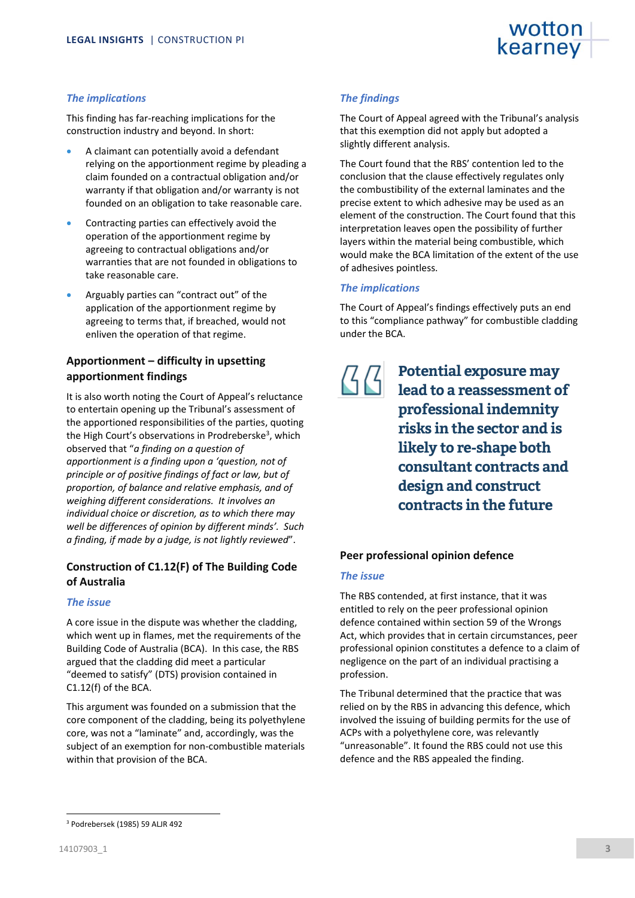### *The implications*

This finding has far-reaching implications for the construction industry and beyond. In short:

- A claimant can potentially avoid a defendant relying on the apportionment regime by pleading a claim founded on a contractual obligation and/or warranty if that obligation and/or warranty is not founded on an obligation to take reasonable care.
- Contracting parties can effectively avoid the operation of the apportionment regime by agreeing to contractual obligations and/or warranties that are not founded in obligations to take reasonable care.
- Arguably parties can "contract out" of the application of the apportionment regime by agreeing to terms that, if breached, would not enliven the operation of that regime.

## Apportionment – difficulty in upsetting apportionment findings

It is also worth noting the Court of Appeal's reluctance to entertain opening up the Tribunal's assessment of the apportioned responsibilities of the parties, quoting the High Court's observations in Prodreberske[3], which observed that "*a finding on a question of apportionment is a finding upon a 'question, not of principle or of positive findings of fact or law, but of proportion, of balance and relative emphasis, and of weighing different considerations. It involves an individual choice or discretion, as to which there may well be differences of opinion by different minds'. Such a finding, if made by a judge, is not lightly reviewed*".

## Construction of C1.12(F) of The Building Code of Australia

### *The issue*

A core issue in the dispute was whether the cladding, which went up in flames, met the requirements of the Building Code of Australia (BCA). In this case, the RBS argued that the cladding did meet a particular "deemed to satisfy" (DTS) provision contained in C1.12(f) of the BCA.

This argument was founded on a submission that the core component of the cladding, being its polyethylene core, was not a "laminate" and, accordingly, was the subject of an exemption for non-combustible materials within that provision of the BCA.

### *The findings*

The Court of Appeal agreed with the Tribunal's analysis that this exemption did not apply but adopted a slightly different analysis.

The Court found that the RBS' contention led to the conclusion that the clause effectively regulates only the combustibility of the external laminates and the precise extent to which adhesive may be used as an element of the construction. The Court found that this interpretation leaves open the possibility of further layers within the material being combustible, which would make the BCA limitation of the extent of the use of adhesives pointless.

### *The implications*

The Court of Appeal's findings effectively puts an end to this "compliance pathway" for combustible cladding under the BCA.

> **Potential exposure may lead to a reassessment of professional indemnity risks in the sector and is likely to re-shape both consultant contracts and design and construct contracts in the future**

## Peer professional opinion defence

### *The issue*

The RBS contended, at first instance, that it was entitled to rely on the peer professional opinion defence contained within section 59 of the Wrongs Act, which provides that in certain circumstances, peer professional opinion constitutes a defence to a claim of negligence on the part of an individual practising a profession.

The Tribunal determined that the practice that was relied on by the RBS in advancing this defence, which involved the issuing of building permits for the use of ACPs with a polyethylene core, was relevantly "unreasonable". It found the RBS could not use this defence and the RBS appealed the finding.

---

[3] Podrebersek (1985) 59 ALJR 492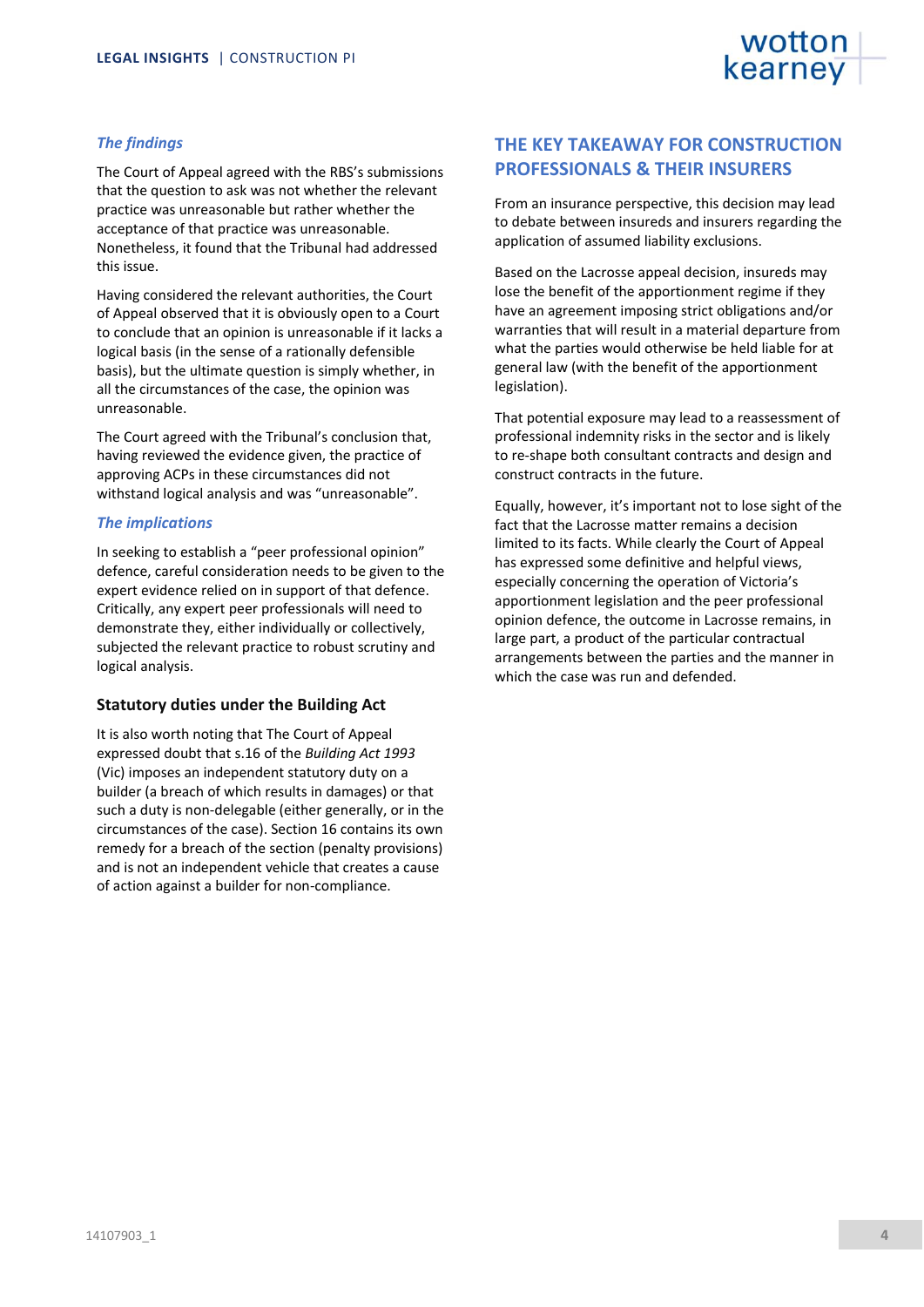### *The findings*

The Court of Appeal agreed with the RBS's submissions that the question to ask was not whether the relevant practice was unreasonable but rather whether the acceptance of that practice was unreasonable. Nonetheless, it found that the Tribunal had addressed this issue.

Having considered the relevant authorities, the Court of Appeal observed that it is obviously open to a Court to conclude that an opinion is unreasonable if it lacks a logical basis (in the sense of a rationally defensible basis), but the ultimate question is simply whether, in all the circumstances of the case, the opinion was unreasonable.

The Court agreed with the Tribunal's conclusion that, having reviewed the evidence given, the practice of approving ACPs in these circumstances did not withstand logical analysis and was "unreasonable".

### *The implications*

In seeking to establish a "peer professional opinion" defence, careful consideration needs to be given to the expert evidence relied on in support of that defence. Critically, any expert peer professionals will need to demonstrate they, either individually or collectively, subjected the relevant practice to robust scrutiny and logical analysis.

### Statutory duties under the Building Act

It is also worth noting that The Court of Appeal expressed doubt that s.16 of the *Building Act 1993* (Vic) imposes an independent statutory duty on a builder (a breach of which results in damages) or that such a duty is non-delegable (either generally, or in the circumstances of the case). Section 16 contains its own remedy for a breach of the section (penalty provisions) and is not an independent vehicle that creates a cause of action against a builder for non-compliance.

## THE KEY TAKEAWAY FOR CONSTRUCTION PROFESSIONALS & THEIR INSURERS

From an insurance perspective, this decision may lead to debate between insureds and insurers regarding the application of assumed liability exclusions.

Based on the Lacrosse appeal decision, insureds may lose the benefit of the apportionment regime if they have an agreement imposing strict obligations and/or warranties that will result in a material departure from what the parties would otherwise be held liable for at general law (with the benefit of the apportionment legislation).

That potential exposure may lead to a reassessment of professional indemnity risks in the sector and is likely to re-shape both consultant contracts and design and construct contracts in the future.

Equally, however, it's important not to lose sight of the fact that the Lacrosse matter remains a decision limited to its facts. While clearly the Court of Appeal has expressed some definitive and helpful views, especially concerning the operation of Victoria's apportionment legislation and the peer professional opinion defence, the outcome in Lacrosse remains, in large part, a product of the particular contractual arrangements between the parties and the manner in which the case was run and defended.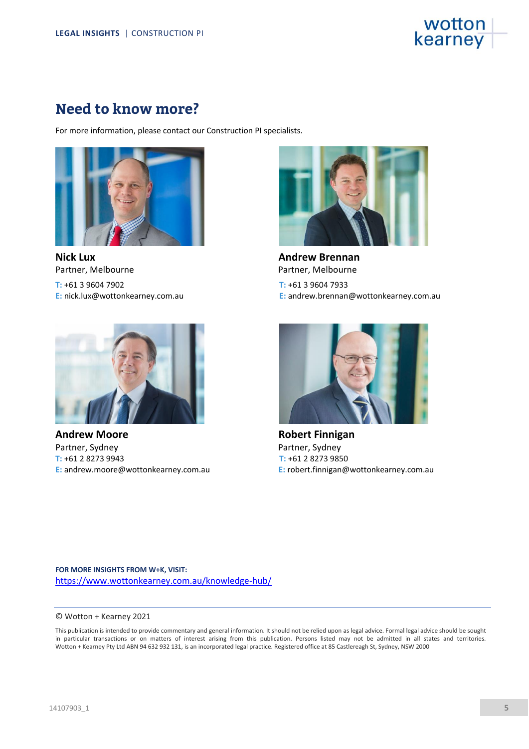## Need to know more?

For more information, please contact our Construction PI specialists.

**Nick Lux**
Partner, Melbourne
**T:** +61 3 9604 7902
**E:** nick.lux@wottonkearney.com.au

**Andrew Brennan**
Partner, Melbourne
**T:** +61 3 9604 7933
**E:** andrew.brennan@wottonkearney.com.au

**Andrew Moore**
Partner, Sydney
**T:** +61 2 8273 9943
**E:** andrew.moore@wottonkearney.com.au

**Robert Finnigan**
Partner, Sydney
**T:** +61 2 8273 9850
**E:** robert.finnigan@wottonkearney.com.au

**FOR MORE INSIGHTS FROM W+K, VISIT:**
https://www.wottonkearney.com.au/knowledge-hub/

© Wotton + Kearney 2021

This publication is intended to provide commentary and general information. It should not be relied upon as legal advice. Formal legal advice should be sought in particular transactions or on matters of interest arising from this publication. Persons listed may not be admitted in all states and territories. Wotton + Kearney Pty Ltd ABN 94 632 932 131, is an incorporated legal practice. Registered office at 85 Castlereagh St, Sydney, NSW 2000

14107903_1